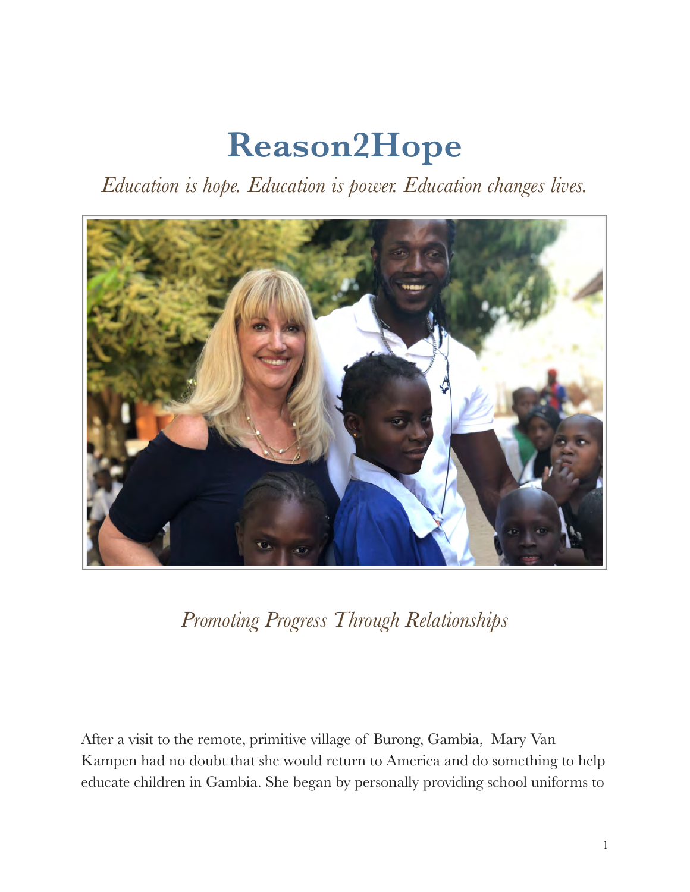# Reason2Hope

*Education is hope. Education is power. Education changes lives.*

*Promoting Progress Through Relationships*

After a visit to the remote, primitive village of Burong, Gambia, Mary Van Kampen had no doubt that she would return to America and do something to help educate children in Gambia. She began by personally providing school uniforms to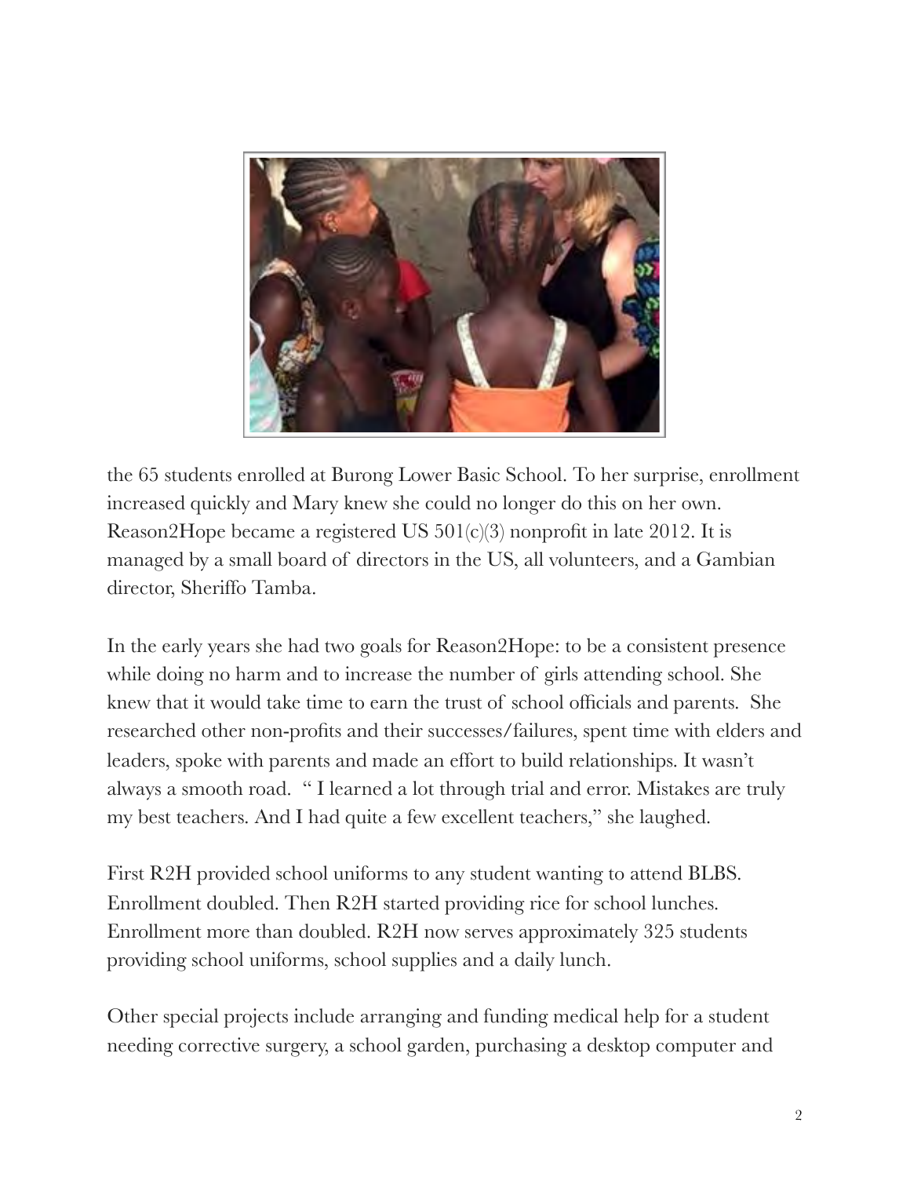the 65 students enrolled at Burong Lower Basic School. To her surprise, enrollment increased quickly and Mary knew she could no longer do this on her own. Reason2Hope became a registered US 501(c)(3) nonprofit in late 2012. It is managed by a small board of directors in the US, all volunteers, and a Gambian director, Sheriffo Tamba.

In the early years she had two goals for Reason2Hope: to be a consistent presence while doing no harm and to increase the number of girls attending school. She knew that it would take time to earn the trust of school officials and parents. She researched other non-profits and their successes/failures, spent time with elders and leaders, spoke with parents and made an effort to build relationships. It wasn't always a smooth road. " I learned a lot through trial and error. Mistakes are truly my best teachers. And I had quite a few excellent teachers," she laughed.

First R2H provided school uniforms to any student wanting to attend BLBS. Enrollment doubled. Then R2H started providing rice for school lunches. Enrollment more than doubled. R2H now serves approximately 325 students providing school uniforms, school supplies and a daily lunch.

Other special projects include arranging and funding medical help for a student needing corrective surgery, a school garden, purchasing a desktop computer and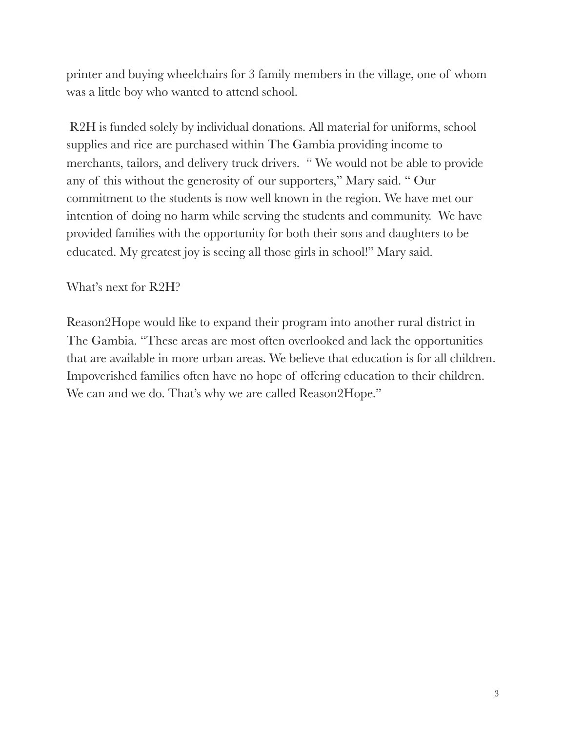printer and buying wheelchairs for 3 family members in the village, one of whom was a little boy who wanted to attend school.

R2H is funded solely by individual donations. All material for uniforms, school supplies and rice are purchased within The Gambia providing income to merchants, tailors, and delivery truck drivers. " We would not be able to provide any of this without the generosity of our supporters," Mary said. " Our commitment to the students is now well known in the region. We have met our intention of doing no harm while serving the students and community. We have provided families with the opportunity for both their sons and daughters to be educated. My greatest joy is seeing all those girls in school!" Mary said.

What's next for R2H?

Reason2Hope would like to expand their program into another rural district in The Gambia. "These areas are most often overlooked and lack the opportunities that are available in more urban areas. We believe that education is for all children. Impoverished families often have no hope of offering education to their children. We can and we do. That's why we are called Reason2Hope."